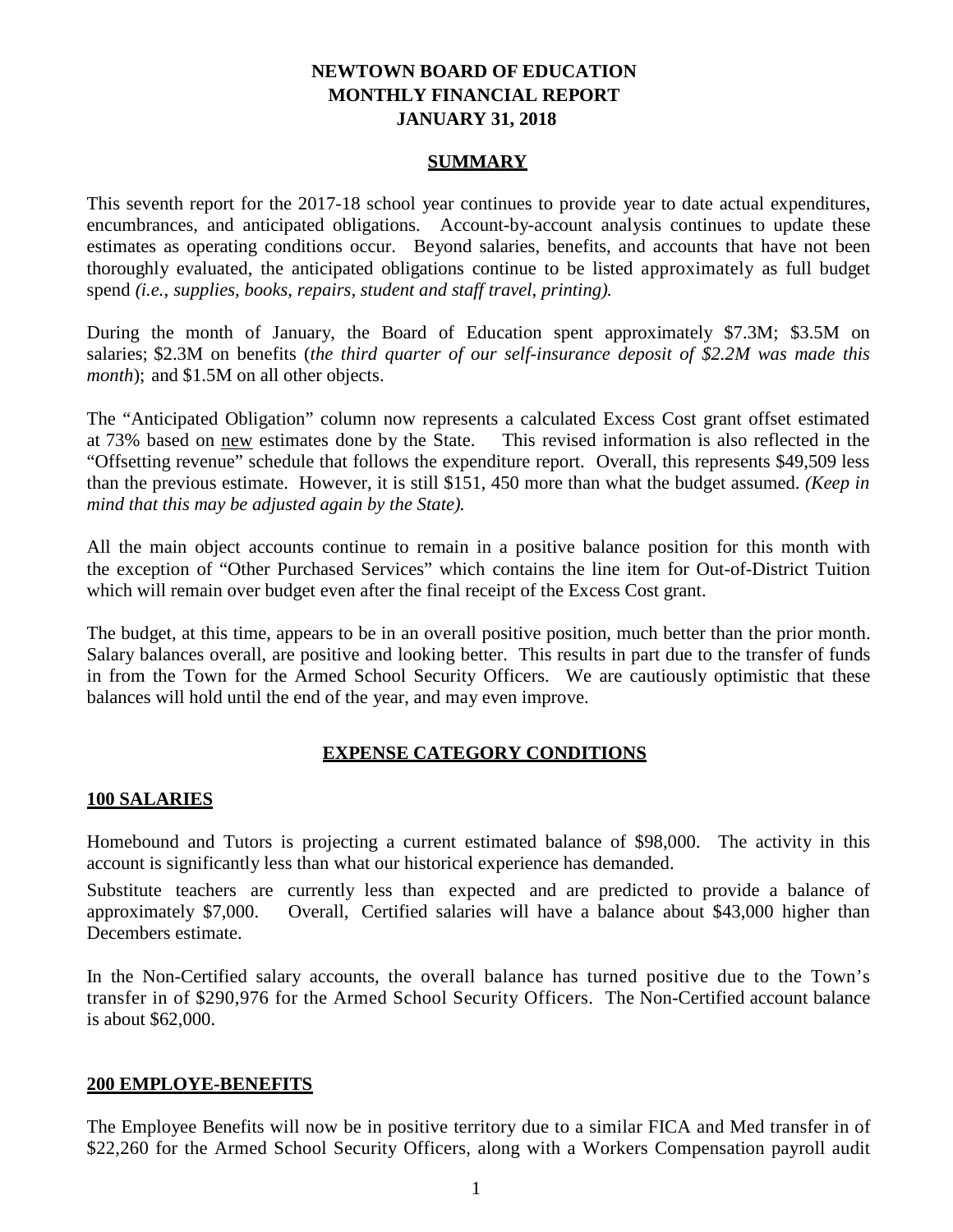# NEWTOWN BOARD OF EDUCATION
# MONTHLY FINANCIAL REPORT
# JANUARY 31, 2018

## SUMMARY

This seventh report for the 2017-18 school year continues to provide year to date actual expenditures, encumbrances, and anticipated obligations. Account-by-account analysis continues to update these estimates as operating conditions occur. Beyond salaries, benefits, and accounts that have not been thoroughly evaluated, the anticipated obligations continue to be listed approximately as full budget spend *(i.e., supplies, books, repairs, student and staff travel, printing).*

During the month of January, the Board of Education spent approximately \$7.3M; \$3.5M on salaries; \$2.3M on benefits (*the third quarter of our self-insurance deposit of \$2.2M was made this month*); and \$1.5M on all other objects.

The "Anticipated Obligation" column now represents a calculated Excess Cost grant offset estimated at 73% based on new estimates done by the State. This revised information is also reflected in the "Offsetting revenue" schedule that follows the expenditure report. Overall, this represents \$49,509 less than the previous estimate. However, it is still \$151, 450 more than what the budget assumed. *(Keep in mind that this may be adjusted again by the State).*

All the main object accounts continue to remain in a positive balance position for this month with the exception of "Other Purchased Services" which contains the line item for Out-of-District Tuition which will remain over budget even after the final receipt of the Excess Cost grant.

The budget, at this time, appears to be in an overall positive position, much better than the prior month. Salary balances overall, are positive and looking better. This results in part due to the transfer of funds in from the Town for the Armed School Security Officers. We are cautiously optimistic that these balances will hold until the end of the year, and may even improve.

## EXPENSE CATEGORY CONDITIONS

### 100 SALARIES

Homebound and Tutors is projecting a current estimated balance of \$98,000. The activity in this account is significantly less than what our historical experience has demanded.

Substitute teachers are currently less than expected and are predicted to provide a balance of approximately \$7,000. Overall, Certified salaries will have a balance about \$43,000 higher than Decembers estimate.

In the Non-Certified salary accounts, the overall balance has turned positive due to the Town's transfer in of \$290,976 for the Armed School Security Officers. The Non-Certified account balance is about \$62,000.

### 200 EMPLOYE-BENEFITS

The Employee Benefits will now be in positive territory due to a similar FICA and Med transfer in of \$22,260 for the Armed School Security Officers, along with a Workers Compensation payroll audit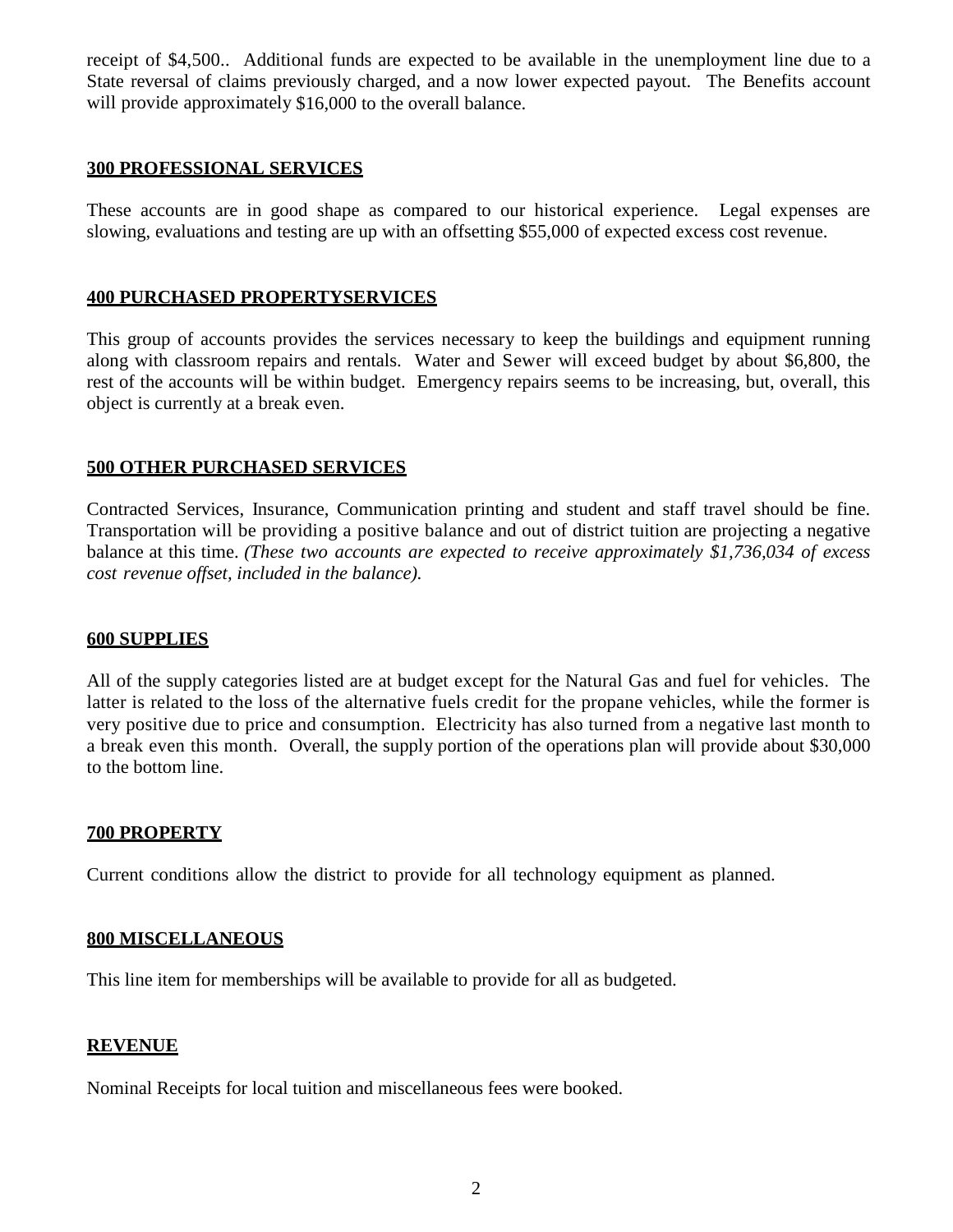receipt of $4,500.. Additional funds are expected to be available in the unemployment line due to a State reversal of claims previously charged, and a now lower expected payout. The Benefits account will provide approximately $16,000 to the overall balance.

## **300 PROFESSIONAL SERVICES**

These accounts are in good shape as compared to our historical experience. Legal expenses are slowing, evaluations and testing are up with an offsetting $55,000 of expected excess cost revenue.

## **400 PURCHASED PROPERTYSERVICES**

This group of accounts provides the services necessary to keep the buildings and equipment running along with classroom repairs and rentals. Water and Sewer will exceed budget by about $6,800, the rest of the accounts will be within budget. Emergency repairs seems to be increasing, but, overall, this object is currently at a break even.

## **500 OTHER PURCHASED SERVICES**

Contracted Services, Insurance, Communication printing and student and staff travel should be fine. Transportation will be providing a positive balance and out of district tuition are projecting a negative balance at this time. *(These two accounts are expected to receive approximately $1,736,034 of excess cost revenue offset, included in the balance).*

## **600 SUPPLIES**

All of the supply categories listed are at budget except for the Natural Gas and fuel for vehicles. The latter is related to the loss of the alternative fuels credit for the propane vehicles, while the former is very positive due to price and consumption. Electricity has also turned from a negative last month to a break even this month. Overall, the supply portion of the operations plan will provide about $30,000 to the bottom line.

## **700 PROPERTY**

Current conditions allow the district to provide for all technology equipment as planned.

## **800 MISCELLANEOUS**

This line item for memberships will be available to provide for all as budgeted.

## **REVENUE**

Nominal Receipts for local tuition and miscellaneous fees were booked.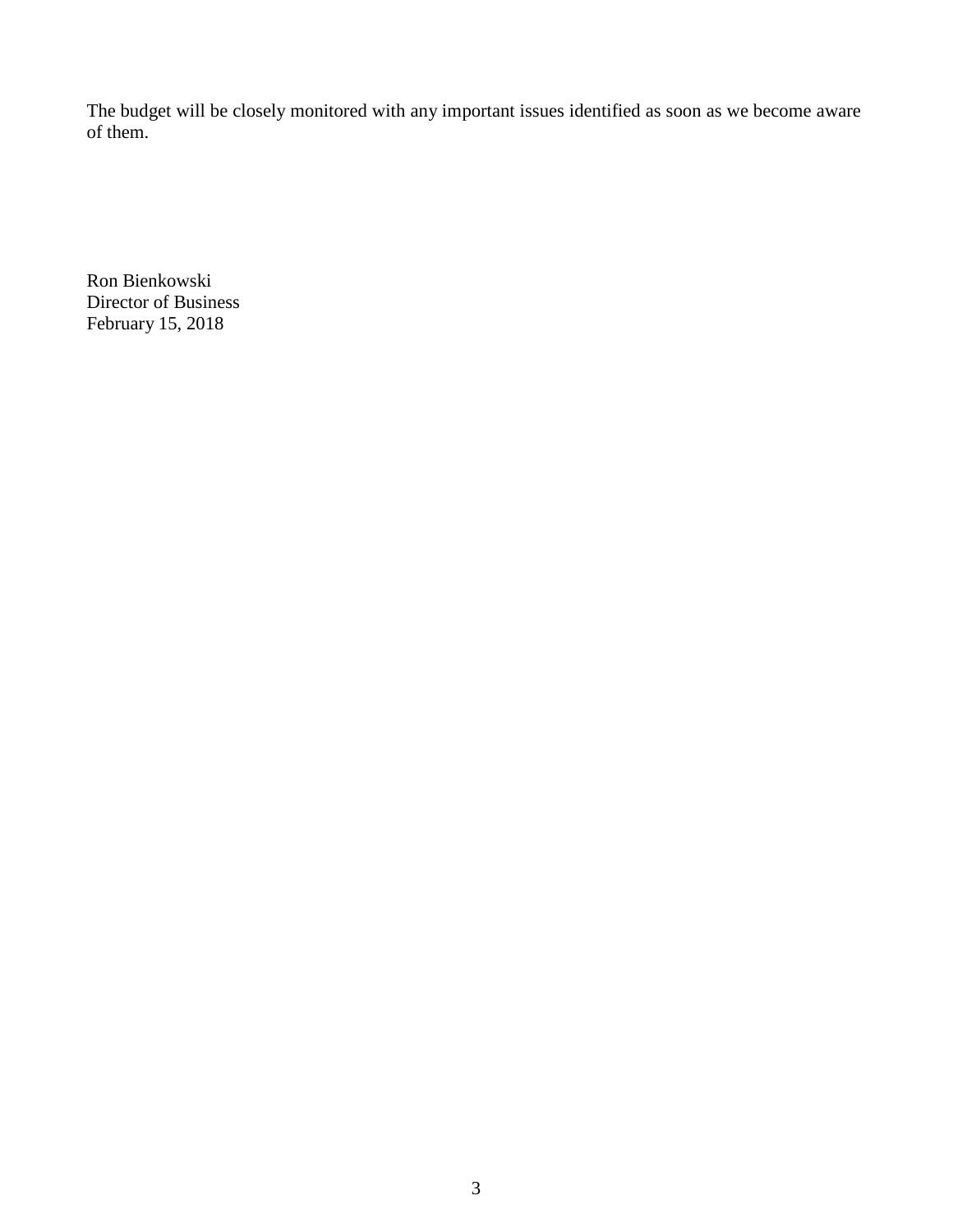The budget will be closely monitored with any important issues identified as soon as we become aware of them.

Ron Bienkowski
Director of Business
February 15, 2018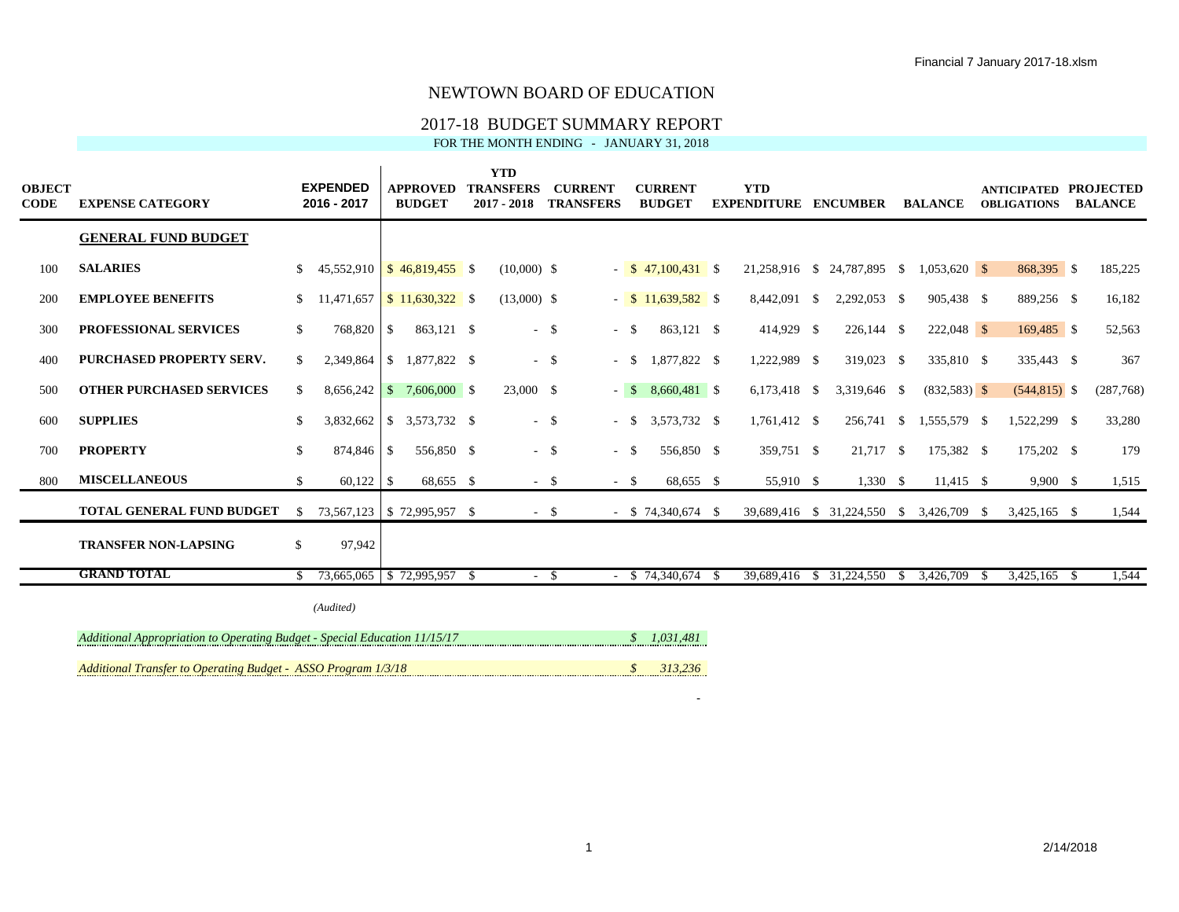# NEWTOWN BOARD OF EDUCATION

## 2017-18 BUDGET SUMMARY REPORT

FOR THE MONTH ENDING - JANUARY 31, 2018

| OBJECT CODE | EXPENSE CATEGORY | EXPENDED 2016 - 2017 | APPROVED BUDGET | YTD TRANSFERS 2017 - 2018 | CURRENT TRANSFERS | CURRENT BUDGET | YTD EXPENDITURE | ENCUMBER | BALANCE | ANTICIPATED OBLIGATIONS | PROJECTED BALANCE |
|---|---|---|---|---|---|---|---|---|---|---|---|
| | **GENERAL FUND BUDGET** | | | | | | | | | | |
| 100 | **SALARIES** | $ 45,552,910 | $ 46,819,455 | $ (10,000) | $ - | $ 47,100,431 | $ 21,258,916 | $ 24,787,895 | $ 1,053,620 | $ 868,395 | $ 185,225 |
| 200 | **EMPLOYEE BENEFITS** | $ 11,471,657 | $ 11,630,322 | $ (13,000) | $ - | $ 11,639,582 | $ 8,442,091 | $ 2,292,053 | $ 905,438 | $ 889,256 | $ 16,182 |
| 300 | **PROFESSIONAL SERVICES** | $ 768,820 | $ 863,121 | $ - | $ - | $ 863,121 | $ 414,929 | $ 226,144 | $ 222,048 | $ 169,485 | $ 52,563 |
| 400 | **PURCHASED PROPERTY SERV.** | $ 2,349,864 | $ 1,877,822 | $ - | $ - | $ 1,877,822 | $ 1,222,989 | $ 319,023 | $ 335,810 | $ 335,443 | $ 367 |
| 500 | **OTHER PURCHASED SERVICES** | $ 8,656,242 | $ 7,606,000 | $ 23,000 | $ - | $ 8,660,481 | $ 6,173,418 | $ 3,319,646 | $ (832,583) | $ (544,815) | $ (287,768) |
| 600 | **SUPPLIES** | $ 3,832,662 | $ 3,573,732 | $ - | $ - | $ 3,573,732 | $ 1,761,412 | $ 256,741 | $ 1,555,579 | $ 1,522,299 | $ 33,280 |
| 700 | **PROPERTY** | $ 874,846 | $ 556,850 | $ - | $ - | $ 556,850 | $ 359,751 | $ 21,717 | $ 175,382 | $ 175,202 | $ 179 |
| 800 | **MISCELLANEOUS** | $ 60,122 | $ 68,655 | $ - | $ - | $ 68,655 | $ 55,910 | $ 1,330 | $ 11,415 | $ 9,900 | $ 1,515 |
| | **TOTAL GENERAL FUND BUDGET** | $ 73,567,123 | $ 72,995,957 | $ - | $ - | $ 74,340,674 | $ 39,689,416 | $ 31,224,550 | $ 3,426,709 | $ 3,425,165 | $ 1,544 |
| | **TRANSFER NON-LAPSING** | $ 97,942 | | | | | | | | | |
| | **GRAND TOTAL** | $ 73,665,065 | $ 72,995,957 | $ - | $ - | $ 74,340,674 | $ 39,689,416 | $ 31,224,550 | $ 3,426,709 | $ 3,425,165 | $ 1,544 |

*(Audited)*

*Additional Appropriation to Operating Budget - Special Education 11/15/17* — *$ 1,031,481*

*Additional Transfer to Operating Budget - ASSO Program 1/3/18* — *$ 313,236*

-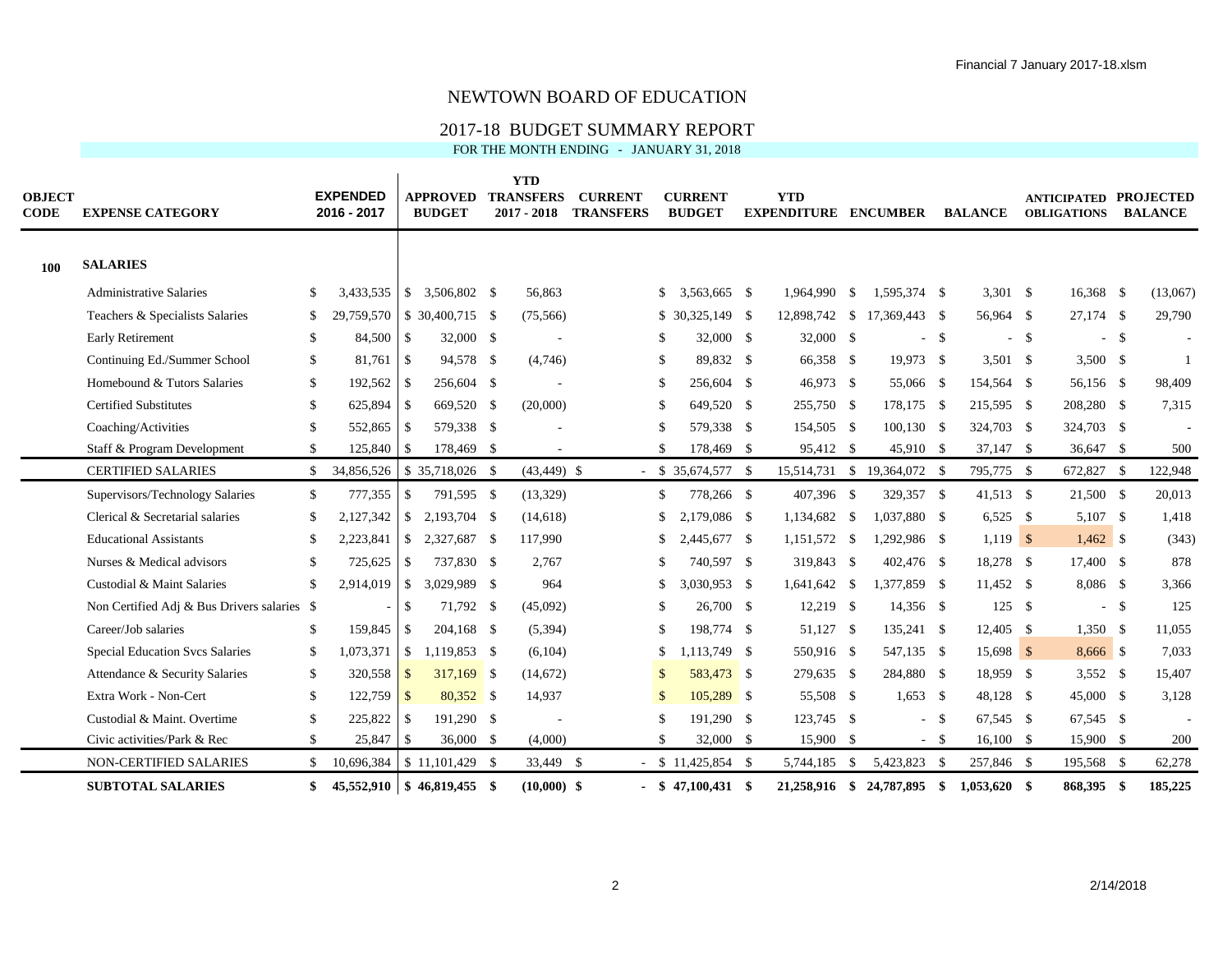# NEWTOWN BOARD OF EDUCATION

## 2017-18 BUDGET SUMMARY REPORT

FOR THE MONTH ENDING - JANUARY 31, 2018

| OBJECT CODE | EXPENSE CATEGORY | EXPENDED 2016 - 2017 | APPROVED BUDGET | YTD TRANSFERS 2017 - 2018 | CURRENT TRANSFERS | CURRENT BUDGET | YTD EXPENDITURE | ENCUMBER | BALANCE | ANTICIPATED OBLIGATIONS | PROJECTED BALANCE |
|---|---|---|---|---|---|---|---|---|---|---|---|
| **100** | **SALARIES** | | | | | | | | | | |
| | Administrative Salaries | $ 3,433,535 | $ 3,506,802 | $ 56,863 | | $ 3,563,665 | $ 1,964,990 | $ 1,595,374 | $ 3,301 | $ 16,368 | $ (13,067) |
| | Teachers & Specialists Salaries | $ 29,759,570 | $ 30,400,715 | $ (75,566) | | $ 30,325,149 | $ 12,898,742 | $ 17,369,443 | $ 56,964 | $ 27,174 | $ 29,790 |
| | Early Retirement | $ 84,500 | $ 32,000 | $ - | | $ 32,000 | $ 32,000 | $ - | $ - | $ - | $ - |
| | Continuing Ed./Summer School | $ 81,761 | $ 94,578 | $ (4,746) | | $ 89,832 | $ 66,358 | $ 19,973 | $ 3,501 | $ 3,500 | $ 1 |
| | Homebound & Tutors Salaries | $ 192,562 | $ 256,604 | $ - | | $ 256,604 | $ 46,973 | $ 55,066 | $ 154,564 | $ 56,156 | $ 98,409 |
| | Certified Substitutes | $ 625,894 | $ 669,520 | $ (20,000) | | $ 649,520 | $ 255,750 | $ 178,175 | $ 215,595 | $ 208,280 | $ 7,315 |
| | Coaching/Activities | $ 552,865 | $ 579,338 | $ - | | $ 579,338 | $ 154,505 | $ 100,130 | $ 324,703 | $ 324,703 | $ - |
| | Staff & Program Development | $ 125,840 | $ 178,469 | $ - | | $ 178,469 | $ 95,412 | $ 45,910 | $ 37,147 | $ 36,647 | $ 500 |
| | CERTIFIED SALARIES | $ 34,856,526 | $ 35,718,026 | $ (43,449) | $ - | $ 35,674,577 | $ 15,514,731 | $ 19,364,072 | $ 795,775 | $ 672,827 | $ 122,948 |
| | Supervisors/Technology Salaries | $ 777,355 | $ 791,595 | $ (13,329) | | $ 778,266 | $ 407,396 | $ 329,357 | $ 41,513 | $ 21,500 | $ 20,013 |
| | Clerical & Secretarial salaries | $ 2,127,342 | $ 2,193,704 | $ (14,618) | | $ 2,179,086 | $ 1,134,682 | $ 1,037,880 | $ 6,525 | $ 5,107 | $ 1,418 |
| | Educational Assistants | $ 2,223,841 | $ 2,327,687 | $ 117,990 | | $ 2,445,677 | $ 1,151,572 | $ 1,292,986 | $ 1,119 | $ 1,462 | $ (343) |
| | Nurses & Medical advisors | $ 725,625 | $ 737,830 | $ 2,767 | | $ 740,597 | $ 319,843 | $ 402,476 | $ 18,278 | $ 17,400 | $ 878 |
| | Custodial & Maint Salaries | $ 2,914,019 | $ 3,029,989 | $ 964 | | $ 3,030,953 | $ 1,641,642 | $ 1,377,859 | $ 11,452 | $ 8,086 | $ 3,366 |
| | Non Certified Adj & Bus Drivers salaries | $ - | $ 71,792 | $ (45,092) | | $ 26,700 | $ 12,219 | $ 14,356 | $ 125 | $ - | $ 125 |
| | Career/Job salaries | $ 159,845 | $ 204,168 | $ (5,394) | | $ 198,774 | $ 51,127 | $ 135,241 | $ 12,405 | $ 1,350 | $ 11,055 |
| | Special Education Svcs Salaries | $ 1,073,371 | $ 1,119,853 | $ (6,104) | | $ 1,113,749 | $ 550,916 | $ 547,135 | $ 15,698 | $ 8,666 | $ 7,033 |
| | Attendance & Security Salaries | $ 320,558 | $ 317,169 | $ (14,672) | | $ 583,473 | $ 279,635 | $ 284,880 | $ 18,959 | $ 3,552 | $ 15,407 |
| | Extra Work - Non-Cert | $ 122,759 | $ 80,352 | $ 14,937 | | $ 105,289 | $ 55,508 | $ 1,653 | $ 48,128 | $ 45,000 | $ 3,128 |
| | Custodial & Maint. Overtime | $ 225,822 | $ 191,290 | $ - | | $ 191,290 | $ 123,745 | $ - | $ 67,545 | $ 67,545 | $ - |
| | Civic activities/Park & Rec | $ 25,847 | $ 36,000 | $ (4,000) | | $ 32,000 | $ 15,900 | $ - | $ 16,100 | $ 15,900 | $ 200 |
| | NON-CERTIFIED SALARIES | $ 10,696,384 | $ 11,101,429 | $ 33,449 | $ - | $ 11,425,854 | $ 5,744,185 | $ 5,423,823 | $ 257,846 | $ 195,568 | $ 62,278 |
| | **SUBTOTAL SALARIES** | **$ 45,552,910** | **$ 46,819,455** | **$ (10,000)** | **$ -** | **$ 47,100,431** | **$ 21,258,916** | **$ 24,787,895** | **$ 1,053,620** | **$ 868,395** | **$ 185,225** |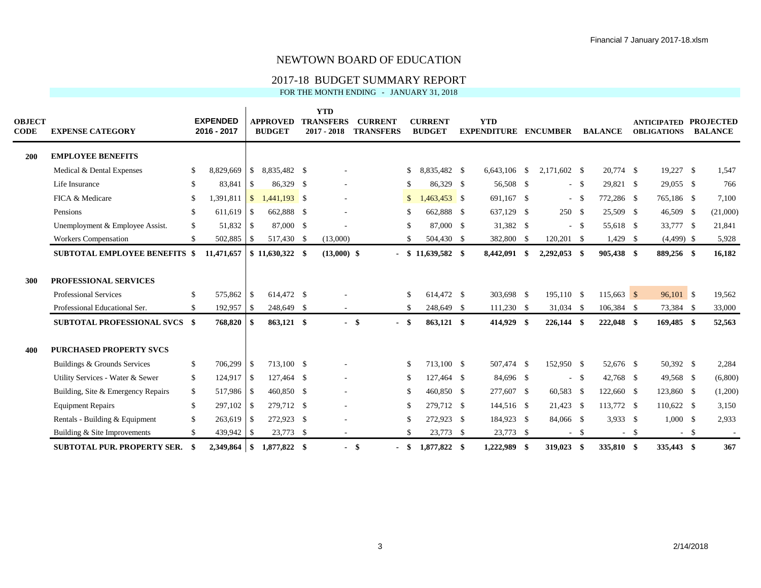# NEWTOWN BOARD OF EDUCATION

## 2017-18 BUDGET SUMMARY REPORT

FOR THE MONTH ENDING - JANUARY 31, 2018

| OBJECT CODE | EXPENSE CATEGORY | EXPENDED 2016 - 2017 | APPROVED BUDGET | YTD TRANSFERS 2017 - 2018 | CURRENT TRANSFERS | CURRENT BUDGET | YTD EXPENDITURE | ENCUMBER | BALANCE | ANTICIPATED OBLIGATIONS | PROJECTED BALANCE |
|---|---|---|---|---|---|---|---|---|---|---|---|
| **200** | **EMPLOYEE BENEFITS** | | | | | | | | | | |
| | Medical & Dental Expenses | $ 8,829,669 | $ 8,835,482 | $ - | | $ 8,835,482 | $ 6,643,106 | $ 2,171,602 | $ 20,774 | $ 19,227 | $ 1,547 |
| | Life Insurance | $ 83,841 | $ 86,329 | $ - | | $ 86,329 | $ 56,508 | $ - | $ 29,821 | $ 29,055 | $ 766 |
| | FICA & Medicare | $ 1,391,811 | $ 1,441,193 | $ - | | $ 1,463,453 | $ 691,167 | $ - | $ 772,286 | $ 765,186 | $ 7,100 |
| | Pensions | $ 611,619 | $ 662,888 | $ - | | $ 662,888 | $ 637,129 | $ 250 | $ 25,509 | $ 46,509 | $ (21,000) |
| | Unemployment & Employee Assist. | $ 51,832 | $ 87,000 | $ - | | $ 87,000 | $ 31,382 | $ - | $ 55,618 | $ 33,777 | $ 21,841 |
| | Workers Compensation | $ 502,885 | $ 517,430 | $ (13,000) | | $ 504,430 | $ 382,800 | $ 120,201 | $ 1,429 | $ (4,499) | $ 5,928 |
| | **SUBTOTAL EMPLOYEE BENEFITS** | **$ 11,471,657** | **$ 11,630,322** | **$ (13,000)** | **$ -** | **$ 11,639,582** | **$ 8,442,091** | **$ 2,292,053** | **$ 905,438** | **$ 889,256** | **$ 16,182** |
| **300** | **PROFESSIONAL SERVICES** | | | | | | | | | | |
| | Professional Services | $ 575,862 | $ 614,472 | $ - | | $ 614,472 | $ 303,698 | $ 195,110 | $ 115,663 | $ 96,101 | $ 19,562 |
| | Professional Educational Ser. | $ 192,957 | $ 248,649 | $ - | | $ 248,649 | $ 111,230 | $ 31,034 | $ 106,384 | $ 73,384 | $ 33,000 |
| | **SUBTOTAL PROFESSIONAL SVCS** | **$ 768,820** | **$ 863,121** | **$ -** | **$ -** | **$ 863,121** | **$ 414,929** | **$ 226,144** | **$ 222,048** | **$ 169,485** | **$ 52,563** |
| **400** | **PURCHASED PROPERTY SVCS** | | | | | | | | | | |
| | Buildings & Grounds Services | $ 706,299 | $ 713,100 | $ - | | $ 713,100 | $ 507,474 | $ 152,950 | $ 52,676 | $ 50,392 | $ 2,284 |
| | Utility Services - Water & Sewer | $ 124,917 | $ 127,464 | $ - | | $ 127,464 | $ 84,696 | $ - | $ 42,768 | $ 49,568 | $ (6,800) |
| | Building, Site & Emergency Repairs | $ 517,986 | $ 460,850 | $ - | | $ 460,850 | $ 277,607 | $ 60,583 | $ 122,660 | $ 123,860 | $ (1,200) |
| | Equipment Repairs | $ 297,102 | $ 279,712 | $ - | | $ 279,712 | $ 144,516 | $ 21,423 | $ 113,772 | $ 110,622 | $ 3,150 |
| | Rentals - Building & Equipment | $ 263,619 | $ 272,923 | $ - | | $ 272,923 | $ 184,923 | $ 84,066 | $ 3,933 | $ 1,000 | $ 2,933 |
| | Building & Site Improvements | $ 439,942 | $ 23,773 | $ - | | $ 23,773 | $ 23,773 | $ - | $ - | $ - | $ - |
| | **SUBTOTAL PUR. PROPERTY SER.** | **$ 2,349,864** | **$ 1,877,822** | **$ -** | **$ -** | **$ 1,877,822** | **$ 1,222,989** | **$ 319,023** | **$ 335,810** | **$ 335,443** | **$ 367** |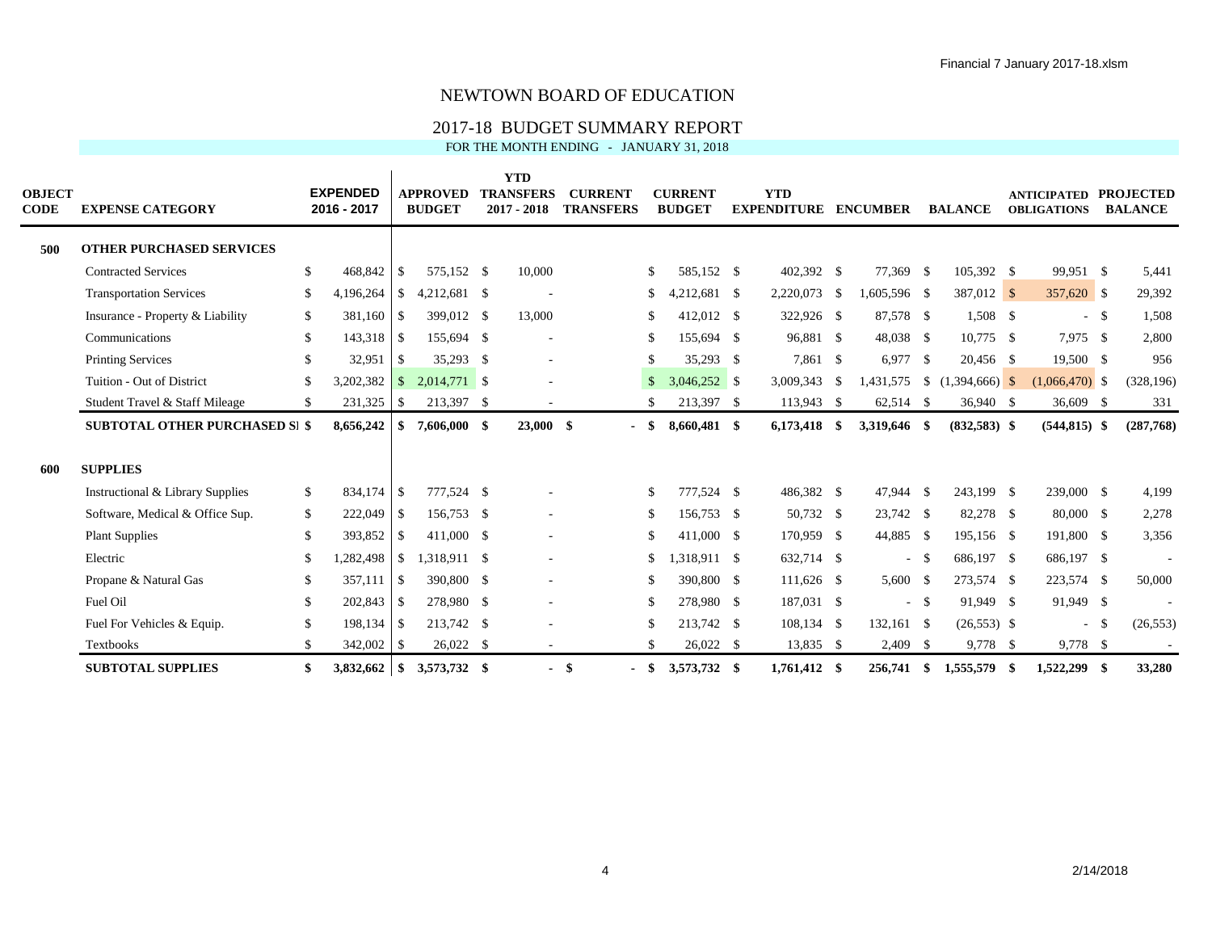# NEWTOWN BOARD OF EDUCATION

## 2017-18 BUDGET SUMMARY REPORT

FOR THE MONTH ENDING - JANUARY 31, 2018

| OBJECT CODE | EXPENSE CATEGORY | EXPENDED 2016 - 2017 | APPROVED BUDGET | YTD TRANSFERS 2017 - 2018 | CURRENT TRANSFERS | CURRENT BUDGET | YTD EXPENDITURE | ENCUMBER | BALANCE | ANTICIPATED OBLIGATIONS | PROJECTED BALANCE |
|---|---|---|---|---|---|---|---|---|---|---|---|
| **500** | **OTHER PURCHASED SERVICES** | | | | | | | | | | |
| | Contracted Services | $ 468,842 | $ 575,152 | $ 10,000 | | $ 585,152 | $ 402,392 | $ 77,369 | $ 105,392 | $ 99,951 | $ 5,441 |
| | Transportation Services | $ 4,196,264 | $ 4,212,681 | $ - | | $ 4,212,681 | $ 2,220,073 | $ 1,605,596 | $ 387,012 | $ 357,620 | $ 29,392 |
| | Insurance - Property & Liability | $ 381,160 | $ 399,012 | $ 13,000 | | $ 412,012 | $ 322,926 | $ 87,578 | $ 1,508 | $ - | $ 1,508 |
| | Communications | $ 143,318 | $ 155,694 | $ - | | $ 155,694 | $ 96,881 | $ 48,038 | $ 10,775 | $ 7,975 | $ 2,800 |
| | Printing Services | $ 32,951 | $ 35,293 | $ - | | $ 35,293 | $ 7,861 | $ 6,977 | $ 20,456 | $ 19,500 | $ 956 |
| | Tuition - Out of District | $ 3,202,382 | $ 2,014,771 | $ - | | $ 3,046,252 | $ 3,009,343 | $ 1,431,575 | $ (1,394,666) | $ (1,066,470) | $ (328,196) |
| | Student Travel & Staff Mileage | $ 231,325 | $ 213,397 | $ - | | $ 213,397 | $ 113,943 | $ 62,514 | $ 36,940 | $ 36,609 | $ 331 |
| | **SUBTOTAL OTHER PURCHASED SI** | **$ 8,656,242** | **$ 7,606,000** | **$ 23,000** | **$ -** | **$ 8,660,481** | **$ 6,173,418** | **$ 3,319,646** | **$ (832,583)** | **$ (544,815)** | **$ (287,768)** |
| **600** | **SUPPLIES** | | | | | | | | | | |
| | Instructional & Library Supplies | $ 834,174 | $ 777,524 | $ - | | $ 777,524 | $ 486,382 | $ 47,944 | $ 243,199 | $ 239,000 | $ 4,199 |
| | Software, Medical & Office Sup. | $ 222,049 | $ 156,753 | $ - | | $ 156,753 | $ 50,732 | $ 23,742 | $ 82,278 | $ 80,000 | $ 2,278 |
| | Plant Supplies | $ 393,852 | $ 411,000 | $ - | | $ 411,000 | $ 170,959 | $ 44,885 | $ 195,156 | $ 191,800 | $ 3,356 |
| | Electric | $ 1,282,498 | $ 1,318,911 | $ - | | $ 1,318,911 | $ 632,714 | $ - | $ 686,197 | $ 686,197 | $ - |
| | Propane & Natural Gas | $ 357,111 | $ 390,800 | $ - | | $ 390,800 | $ 111,626 | $ 5,600 | $ 273,574 | $ 223,574 | $ 50,000 |
| | Fuel Oil | $ 202,843 | $ 278,980 | $ - | | $ 278,980 | $ 187,031 | $ - | $ 91,949 | $ 91,949 | $ - |
| | Fuel For Vehicles & Equip. | $ 198,134 | $ 213,742 | $ - | | $ 213,742 | $ 108,134 | $ 132,161 | $ (26,553) | $ - | $ (26,553) |
| | Textbooks | $ 342,002 | $ 26,022 | $ - | | $ 26,022 | $ 13,835 | $ 2,409 | $ 9,778 | $ 9,778 | $ - |
| | **SUBTOTAL SUPPLIES** | **$ 3,832,662** | **$ 3,573,732** | **$ -** | **$ -** | **$ 3,573,732** | **$ 1,761,412** | **$ 256,741** | **$ 1,555,579** | **$ 1,522,299** | **$ 33,280** |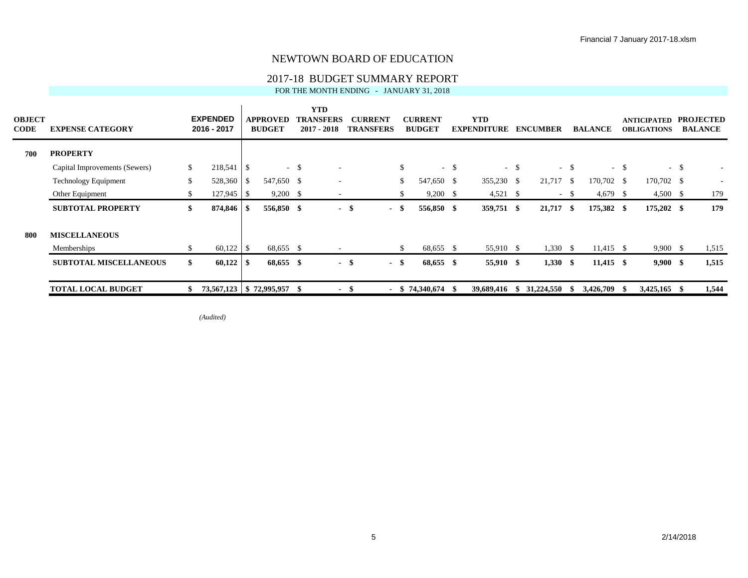# NEWTOWN BOARD OF EDUCATION

## 2017-18 BUDGET SUMMARY REPORT

FOR THE MONTH ENDING - JANUARY 31, 2018

| OBJECT CODE | EXPENSE CATEGORY | EXPENDED 2016 - 2017 | APPROVED BUDGET | YTD TRANSFERS 2017 - 2018 | CURRENT TRANSFERS | CURRENT BUDGET | YTD EXPENDITURE | ENCUMBER | BALANCE | ANTICIPATED OBLIGATIONS | PROJECTED BALANCE |
|---|---|---|---|---|---|---|---|---|---|---|---|
| **700** | **PROPERTY** | | | | | | | | | | |
| | Capital Improvements (Sewers) | $ 218,541 | $ - | $ - | | $ - | $ - | $ - | $ - | $ - | $ - |
| | Technology Equipment | $ 528,360 | $ 547,650 | $ - | | $ 547,650 | $ 355,230 | $ 21,717 | $ 170,702 | $ 170,702 | $ - |
| | Other Equipment | $ 127,945 | $ 9,200 | $ - | | $ 9,200 | $ 4,521 | $ - | $ 4,679 | $ 4,500 | $ 179 |
| | **SUBTOTAL PROPERTY** | **$ 874,846** | **$ 556,850** | **$ -** | **$ -** | **$ 556,850** | **$ 359,751** | **$ 21,717** | **$ 175,382** | **$ 175,202** | **$ 179** |
| **800** | **MISCELLANEOUS** | | | | | | | | | | |
| | Memberships | $ 60,122 | $ 68,655 | $ - | | $ 68,655 | $ 55,910 | $ 1,330 | $ 11,415 | $ 9,900 | $ 1,515 |
| | **SUBTOTAL MISCELLANEOUS** | **$ 60,122** | **$ 68,655** | **$ -** | **$ -** | **$ 68,655** | **$ 55,910** | **$ 1,330** | **$ 11,415** | **$ 9,900** | **$ 1,515** |
| | **TOTAL LOCAL BUDGET** | **$ 73,567,123** | **$ 72,995,957** | **$ -** | **$ -** | **$ 74,340,674** | **$ 39,689,416** | **$ 31,224,550** | **$ 3,426,709** | **$ 3,425,165** | **$ 1,544** |

*(Audited)*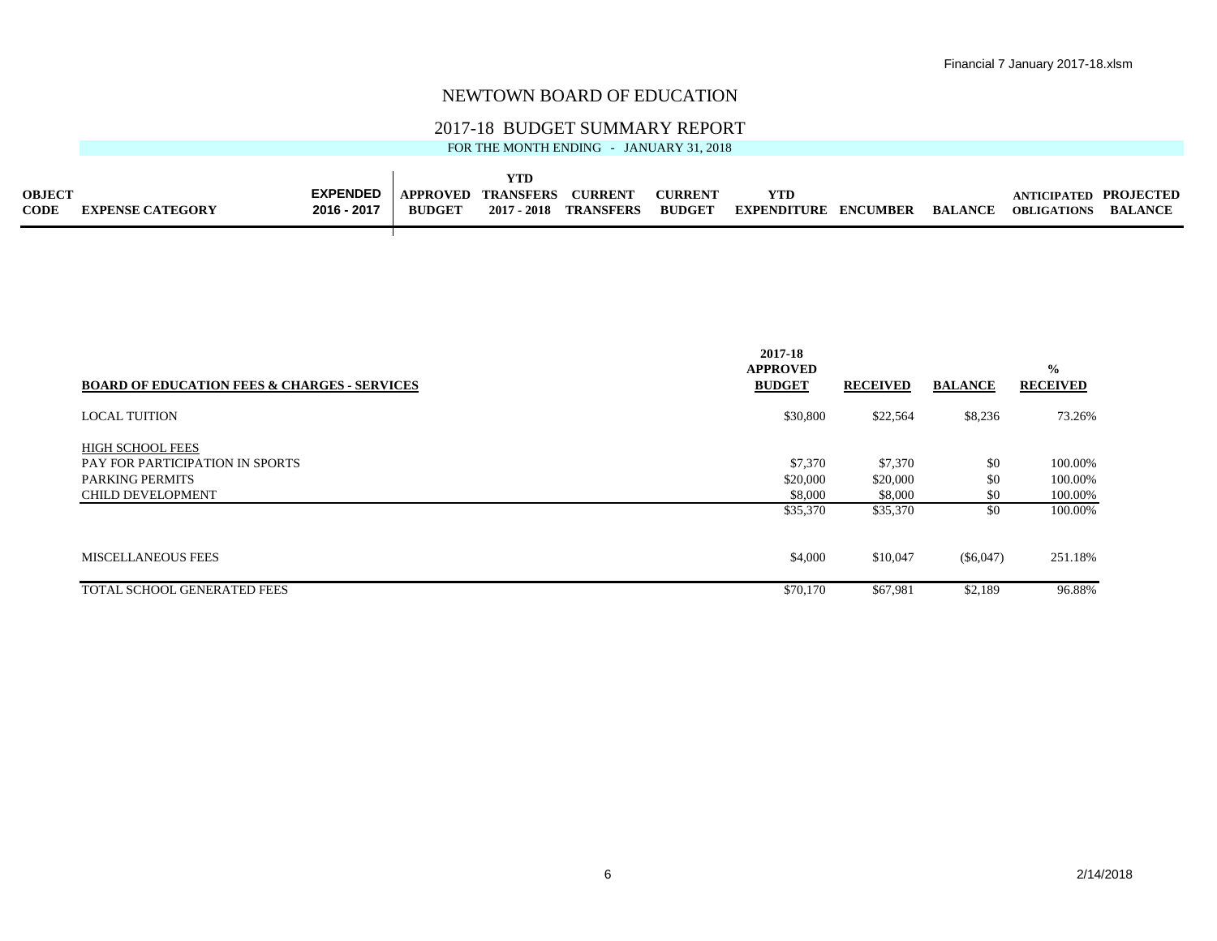# NEWTOWN BOARD OF EDUCATION

## 2017-18 BUDGET SUMMARY REPORT

FOR THE MONTH ENDING - JANUARY 31, 2018

| OBJECT CODE | EXPENSE CATEGORY | EXPENDED 2016 - 2017 | APPROVED BUDGET | YTD TRANSFERS 2017 - 2018 | CURRENT TRANSFERS | CURRENT BUDGET | YTD EXPENDITURE | ENCUMBER | BALANCE | ANTICIPATED OBLIGATIONS | PROJECTED BALANCE |
|---|---|---|---|---|---|---|---|---|---|---|---|

| BOARD OF EDUCATION FEES & CHARGES - SERVICES | 2017-18 APPROVED BUDGET | RECEIVED | BALANCE | % RECEIVED |
|---|---|---|---|---|
| LOCAL TUITION | $30,800 | $22,564 | $8,236 | 73.26% |
| HIGH SCHOOL FEES | | | | |
| PAY FOR PARTICIPATION IN SPORTS | $7,370 | $7,370 | $0 | 100.00% |
| PARKING PERMITS | $20,000 | $20,000 | $0 | 100.00% |
| CHILD DEVELOPMENT | $8,000 | $8,000 | $0 | 100.00% |
| | $35,370 | $35,370 | $0 | 100.00% |
| MISCELLANEOUS FEES | $4,000 | $10,047 | ($6,047) | 251.18% |
| TOTAL SCHOOL GENERATED FEES | $70,170 | $67,981 | $2,189 | 96.88% |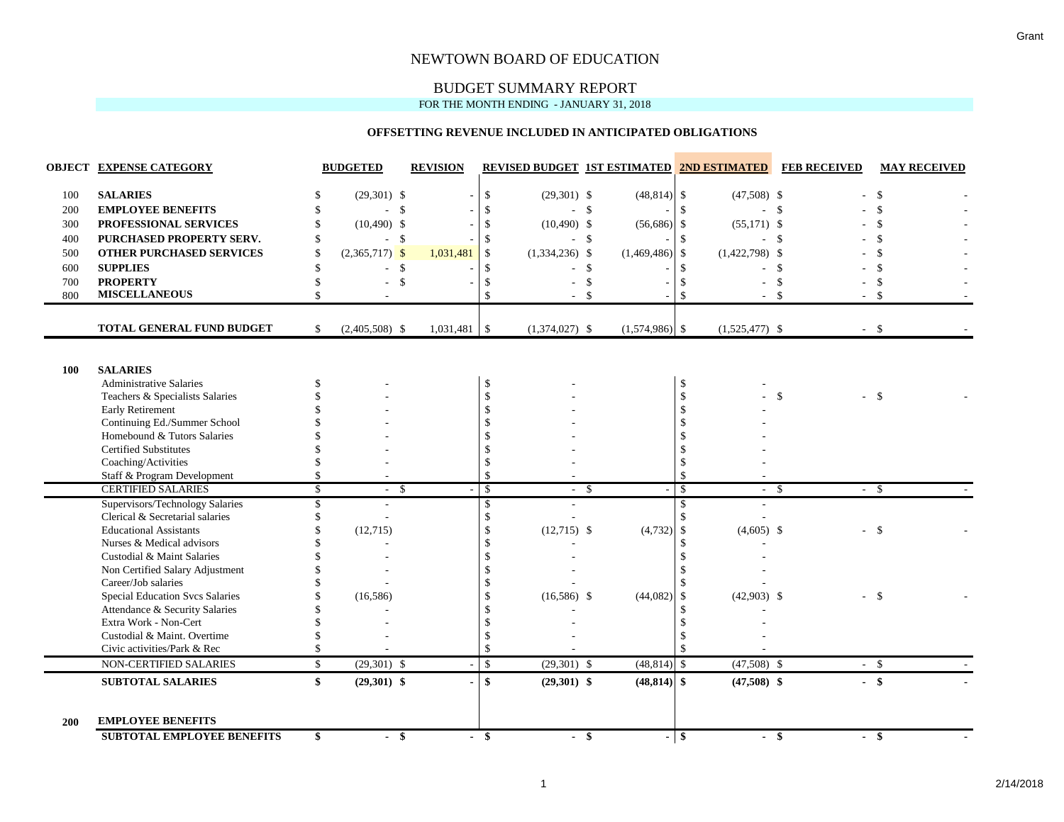# NEWTOWN BOARD OF EDUCATION

## BUDGET SUMMARY REPORT

FOR THE MONTH ENDING - JANUARY 31, 2018

### OFFSETTING REVENUE INCLUDED IN ANTICIPATED OBLIGATIONS

| OBJECT | EXPENSE CATEGORY | BUDGETED | REVISION | REVISED BUDGET | 1ST ESTIMATED | 2ND ESTIMATED | FEB RECEIVED | MAY RECEIVED |
|---|---|---|---|---|---|---|---|---|
| 100 | **SALARIES** | $ (29,301) | $ - | $ (29,301) | $ (48,814) | $ (47,508) | $ - | $ - |
| 200 | **EMPLOYEE BENEFITS** | $ - | $ - | $ - | $ - | $ - | $ - | $ - |
| 300 | **PROFESSIONAL SERVICES** | $ (10,490) | $ - | $ (10,490) | $ (56,686) | $ (55,171) | $ - | $ - |
| 400 | **PURCHASED PROPERTY SERV.** | $ - | $ - | $ - | $ - | $ - | $ - | $ - |
| 500 | **OTHER PURCHASED SERVICES** | $ (2,365,717) | $ 1,031,481 | $ (1,334,236) | $ (1,469,486) | $ (1,422,798) | $ - | $ - |
| 600 | **SUPPLIES** | $ - | $ - | $ - | $ - | $ - | $ - | $ - |
| 700 | **PROPERTY** | $ - | $ - | $ - | $ - | $ - | $ - | $ - |
| 800 | **MISCELLANEOUS** | $ - | | $ - | $ - | $ - | $ - | $ - |
| | **TOTAL GENERAL FUND BUDGET** | $ (2,405,508) | $ 1,031,481 | $ (1,374,027) | $ (1,574,986) | $ (1,525,477) | $ - | $ - |
| | | | | | | | | |
| **100** | **SALARIES** | | | | | | | |
| | Administrative Salaries | $ - | | $ - | | $ - | | |
| | Teachers & Specialists Salaries | $ - | | $ - | | $ - | $ - | $ - |
| | Early Retirement | $ - | | $ - | | $ - | | |
| | Continuing Ed./Summer School | $ - | | $ - | | $ - | | |
| | Homebound & Tutors Salaries | $ - | | $ - | | $ - | | |
| | Certified Substitutes | $ - | | $ - | | $ - | | |
| | Coaching/Activities | $ - | | $ - | | $ - | | |
| | Staff & Program Development | $ - | | $ - | | $ - | | |
| | CERTIFIED SALARIES | $ - | $ - | $ - | $ - | $ - | $ - | $ - |
| | Supervisors/Technology Salaries | $ - | | $ - | | $ - | | |
| | Clerical & Secretarial salaries | $ - | | $ - | | $ - | | |
| | Educational Assistants | $ (12,715) | | $ (12,715) | $ (4,732) | $ (4,605) | $ - | $ - |
| | Nurses & Medical advisors | $ - | | $ - | | $ - | | |
| | Custodial & Maint Salaries | $ - | | $ - | | $ - | | |
| | Non Certified Salary Adjustment | $ - | | $ - | | $ - | | |
| | Career/Job salaries | $ - | | $ - | | $ - | | |
| | Special Education Svcs Salaries | $ (16,586) | | $ (16,586) | $ (44,082) | $ (42,903) | $ - | $ - |
| | Attendance & Security Salaries | $ - | | $ - | | $ - | | |
| | Extra Work - Non-Cert | $ - | | $ - | | $ - | | |
| | Custodial & Maint. Overtime | $ - | | $ - | | $ - | | |
| | Civic activities/Park & Rec | $ - | | $ - | | $ - | | |
| | NON-CERTIFIED SALARIES | $ (29,301) | $ - | $ (29,301) | $ (48,814) | $ (47,508) | $ - | $ - |
| | **SUBTOTAL SALARIES** | **$ (29,301)** | **$ -** | **$ (29,301)** | **$ (48,814)** | **$ (47,508)** | **$ -** | **$ -** |
| | | | | | | | | |
| **200** | **EMPLOYEE BENEFITS** | | | | | | | |
| | **SUBTOTAL EMPLOYEE BENEFITS** | **$ -** | **$ -** | **$ -** | **$ -** | **$ -** | **$ -** | **$ -** |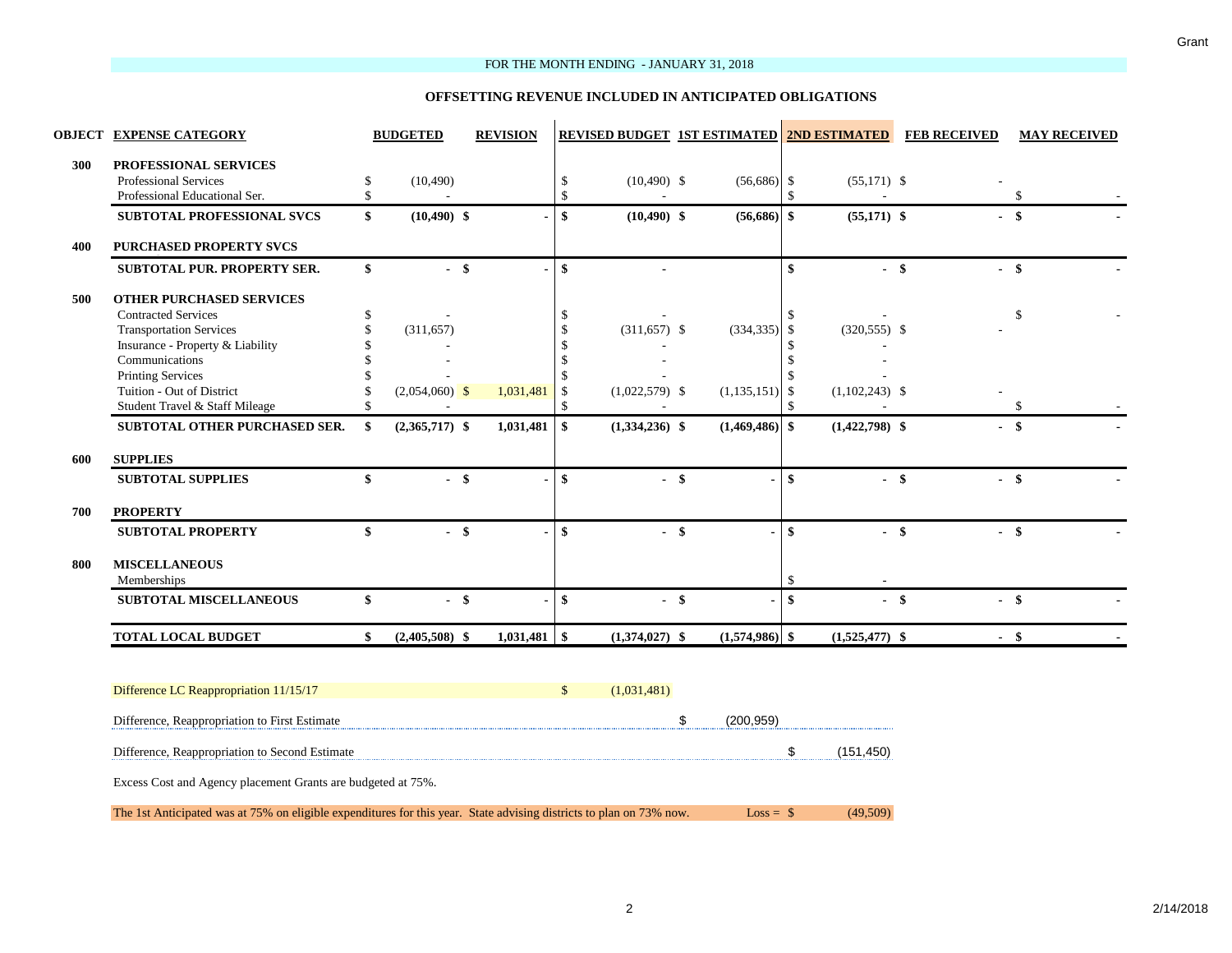Grant

FOR THE MONTH ENDING - JANUARY 31, 2018

## OFFSETTING REVENUE INCLUDED IN ANTICIPATED OBLIGATIONS

| OBJECT | EXPENSE CATEGORY | BUDGETED | REVISION | REVISED BUDGET | 1ST ESTIMATED | 2ND ESTIMATED | FEB RECEIVED | MAY RECEIVED |
|---|---|---|---|---|---|---|---|---|
| 300 | **PROFESSIONAL SERVICES** | | | | | | | |
| | Professional Services | $ (10,490) | | $ (10,490) | $ (56,686) | $ (55,171) | $ - | |
| | Professional Educational Ser. | $ - | | $ - | | $ - | | $ - |
| | **SUBTOTAL PROFESSIONAL SVCS** | **$ (10,490)** | **$ -** | **$ (10,490)** | **$ (56,686)** | **$ (55,171)** | **$ -** | **$ -** |
| 400 | **PURCHASED PROPERTY SVCS** | | | | | | | |
| | **SUBTOTAL PUR. PROPERTY SER.** | **$ -** | **$ -** | **$ -** | | **$ -** | **$ -** | **$ -** |
| 500 | **OTHER PURCHASED SERVICES** | | | | | | | |
| | Contracted Services | $ - | | $ - | | $ - | | $ - |
| | Transportation Services | $ (311,657) | | $ (311,657) | $ (334,335) | $ (320,555) | $ - | |
| | Insurance - Property & Liability | $ - | | $ - | | $ - | | |
| | Communications | $ - | | $ - | | $ - | | |
| | Printing Services | $ - | | $ - | | $ - | | |
| | Tuition - Out of District | $ (2,054,060) | $ 1,031,481 | $ (1,022,579) | $ (1,135,151) | $ (1,102,243) | $ - | |
| | Student Travel & Staff Mileage | $ - | | $ - | | $ - | | $ - |
| | **SUBTOTAL OTHER PURCHASED SER.** | **$ (2,365,717)** | **$ 1,031,481** | **$ (1,334,236)** | **$ (1,469,486)** | **$ (1,422,798)** | **$ -** | **$ -** |
| 600 | **SUPPLIES** | | | | | | | |
| | **SUBTOTAL SUPPLIES** | **$ -** | **$ -** | **$ -** | **$ -** | **$ -** | **$ -** | **$ -** |
| 700 | **PROPERTY** | | | | | | | |
| | **SUBTOTAL PROPERTY** | **$ -** | **$ -** | **$ -** | **$ -** | **$ -** | **$ -** | **$ -** |
| 800 | **MISCELLANEOUS** | | | | | | | |
| | Memberships | | | | | $ - | | |
| | **SUBTOTAL MISCELLANEOUS** | **$ -** | **$ -** | **$ -** | **$ -** | **$ -** | **$ -** | **$ -** |
| | **TOTAL LOCAL BUDGET** | **$ (2,405,508)** | **$ 1,031,481** | **$ (1,374,027)** | **$ (1,574,986)** | **$ (1,525,477)** | **$ -** | **$ -** |

Difference LC Reappropriation 11/15/17 $ (1,031,481)

Difference, Reappropriation to First Estimate $ (200,959)

Difference, Reappropriation to Second Estimate $ (151,450)

Excess Cost and Agency placement Grants are budgeted at 75%.

The 1st Anticipated was at 75% on eligible expenditures for this year. State advising districts to plan on 73% now. Loss = $ (49,509)

2/14/2018